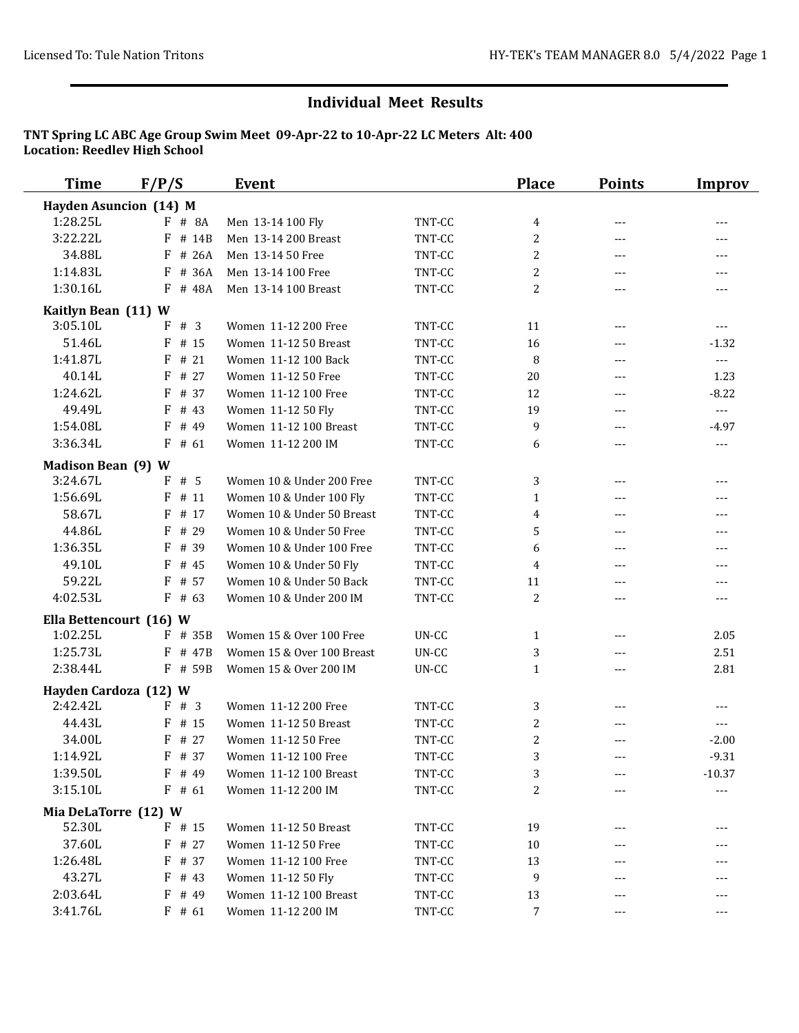## Individual Meet Results

**TNT Spring LC ABC Age Group Swim Meet 09-Apr-22 to 10-Apr-22 LC Meters Alt: 400**
**Location: Reedley High School**

| Time | F/P/S | Event | | Place | Points | Improv |
|---|---|---|---|---|---|---|
| **Hayden Asuncion (14) M** | | | | | | |
| 1:28.25L | F # 8A | Men 13-14 100 Fly | TNT-CC | 4 | --- | --- |
| 3:22.22L | F # 14B | Men 13-14 200 Breast | TNT-CC | 2 | --- | --- |
| 34.88L | F # 26A | Men 13-14 50 Free | TNT-CC | 2 | --- | --- |
| 1:14.83L | F # 36A | Men 13-14 100 Free | TNT-CC | 2 | --- | --- |
| 1:30.16L | F # 48A | Men 13-14 100 Breast | TNT-CC | 2 | --- | --- |
| **Kaitlyn Bean (11) W** | | | | | | |
| 3:05.10L | F # 3 | Women 11-12 200 Free | TNT-CC | 11 | --- | --- |
| 51.46L | F # 15 | Women 11-12 50 Breast | TNT-CC | 16 | --- | -1.32 |
| 1:41.87L | F # 21 | Women 11-12 100 Back | TNT-CC | 8 | --- | --- |
| 40.14L | F # 27 | Women 11-12 50 Free | TNT-CC | 20 | --- | 1.23 |
| 1:24.62L | F # 37 | Women 11-12 100 Free | TNT-CC | 12 | --- | -8.22 |
| 49.49L | F # 43 | Women 11-12 50 Fly | TNT-CC | 19 | --- | --- |
| 1:54.08L | F # 49 | Women 11-12 100 Breast | TNT-CC | 9 | --- | -4.97 |
| 3:36.34L | F # 61 | Women 11-12 200 IM | TNT-CC | 6 | --- | --- |
| **Madison Bean (9) W** | | | | | | |
| 3:24.67L | F # 5 | Women 10 & Under 200 Free | TNT-CC | 3 | --- | --- |
| 1:56.69L | F # 11 | Women 10 & Under 100 Fly | TNT-CC | 1 | --- | --- |
| 58.67L | F # 17 | Women 10 & Under 50 Breast | TNT-CC | 4 | --- | --- |
| 44.86L | F # 29 | Women 10 & Under 50 Free | TNT-CC | 5 | --- | --- |
| 1:36.35L | F # 39 | Women 10 & Under 100 Free | TNT-CC | 6 | --- | --- |
| 49.10L | F # 45 | Women 10 & Under 50 Fly | TNT-CC | 4 | --- | --- |
| 59.22L | F # 57 | Women 10 & Under 50 Back | TNT-CC | 11 | --- | --- |
| 4:02.53L | F # 63 | Women 10 & Under 200 IM | TNT-CC | 2 | --- | --- |
| **Ella Bettencourt (16) W** | | | | | | |
| 1:02.25L | F # 35B | Women 15 & Over 100 Free | UN-CC | 1 | --- | 2.05 |
| 1:25.73L | F # 47B | Women 15 & Over 100 Breast | UN-CC | 3 | --- | 2.51 |
| 2:38.44L | F # 59B | Women 15 & Over 200 IM | UN-CC | 1 | --- | 2.81 |
| **Hayden Cardoza (12) W** | | | | | | |
| 2:42.42L | F # 3 | Women 11-12 200 Free | TNT-CC | 3 | --- | --- |
| 44.43L | F # 15 | Women 11-12 50 Breast | TNT-CC | 2 | --- | --- |
| 34.00L | F # 27 | Women 11-12 50 Free | TNT-CC | 2 | --- | -2.00 |
| 1:14.92L | F # 37 | Women 11-12 100 Free | TNT-CC | 3 | --- | -9.31 |
| 1:39.50L | F # 49 | Women 11-12 100 Breast | TNT-CC | 3 | --- | -10.37 |
| 3:15.10L | F # 61 | Women 11-12 200 IM | TNT-CC | 2 | --- | --- |
| **Mia DeLaTorre (12) W** | | | | | | |
| 52.30L | F # 15 | Women 11-12 50 Breast | TNT-CC | 19 | --- | --- |
| 37.60L | F # 27 | Women 11-12 50 Free | TNT-CC | 10 | --- | --- |
| 1:26.48L | F # 37 | Women 11-12 100 Free | TNT-CC | 13 | --- | --- |
| 43.27L | F # 43 | Women 11-12 50 Fly | TNT-CC | 9 | --- | --- |
| 2:03.64L | F # 49 | Women 11-12 100 Breast | TNT-CC | 13 | --- | --- |
| 3:41.76L | F # 61 | Women 11-12 200 IM | TNT-CC | 7 | --- | --- |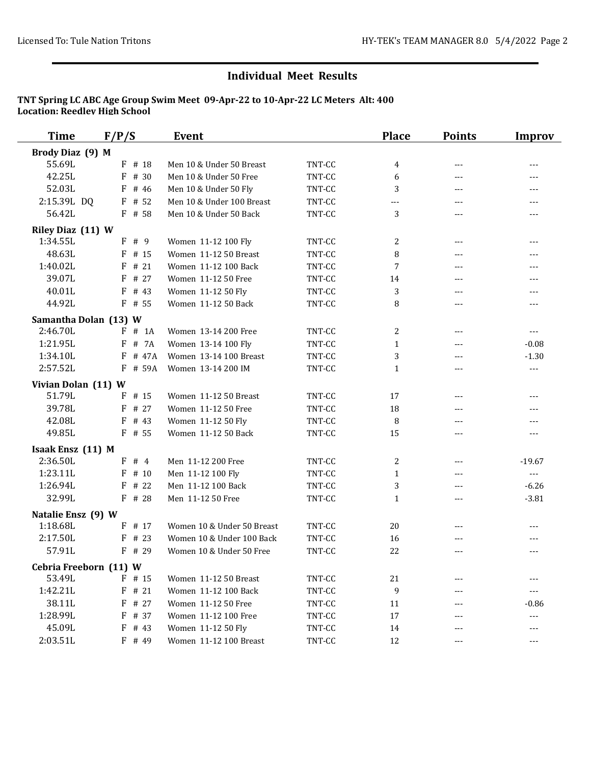## Individual Meet Results

**TNT Spring LC ABC Age Group Swim Meet 09-Apr-22 to 10-Apr-22 LC Meters Alt: 400**
**Location: Reedley High School**

| Time | F/P/S | Event | | Place | Points | Improv |
|---|---|---|---|---|---|---|
| **Brody Diaz (9) M** | | | | | | |
| 55.69L | F # 18 | Men 10 & Under 50 Breast | TNT-CC | 4 | --- | --- |
| 42.25L | F # 30 | Men 10 & Under 50 Free | TNT-CC | 6 | --- | --- |
| 52.03L | F # 46 | Men 10 & Under 50 Fly | TNT-CC | 3 | --- | --- |
| 2:15.39L DQ | F # 52 | Men 10 & Under 100 Breast | TNT-CC | --- | --- | --- |
| 56.42L | F # 58 | Men 10 & Under 50 Back | TNT-CC | 3 | --- | --- |
| **Riley Diaz (11) W** | | | | | | |
| 1:34.55L | F # 9 | Women 11-12 100 Fly | TNT-CC | 2 | --- | --- |
| 48.63L | F # 15 | Women 11-12 50 Breast | TNT-CC | 8 | --- | --- |
| 1:40.02L | F # 21 | Women 11-12 100 Back | TNT-CC | 7 | --- | --- |
| 39.07L | F # 27 | Women 11-12 50 Free | TNT-CC | 14 | --- | --- |
| 40.01L | F # 43 | Women 11-12 50 Fly | TNT-CC | 3 | --- | --- |
| 44.92L | F # 55 | Women 11-12 50 Back | TNT-CC | 8 | --- | --- |
| **Samantha Dolan (13) W** | | | | | | |
| 2:46.70L | F # 1A | Women 13-14 200 Free | TNT-CC | 2 | --- | --- |
| 1:21.95L | F # 7A | Women 13-14 100 Fly | TNT-CC | 1 | --- | -0.08 |
| 1:34.10L | F # 47A | Women 13-14 100 Breast | TNT-CC | 3 | --- | -1.30 |
| 2:57.52L | F # 59A | Women 13-14 200 IM | TNT-CC | 1 | --- | --- |
| **Vivian Dolan (11) W** | | | | | | |
| 51.79L | F # 15 | Women 11-12 50 Breast | TNT-CC | 17 | --- | --- |
| 39.78L | F # 27 | Women 11-12 50 Free | TNT-CC | 18 | --- | --- |
| 42.08L | F # 43 | Women 11-12 50 Fly | TNT-CC | 8 | --- | --- |
| 49.85L | F # 55 | Women 11-12 50 Back | TNT-CC | 15 | --- | --- |
| **Isaak Ensz (11) M** | | | | | | |
| 2:36.50L | F # 4 | Men 11-12 200 Free | TNT-CC | 2 | --- | -19.67 |
| 1:23.11L | F # 10 | Men 11-12 100 Fly | TNT-CC | 1 | --- | --- |
| 1:26.94L | F # 22 | Men 11-12 100 Back | TNT-CC | 3 | --- | -6.26 |
| 32.99L | F # 28 | Men 11-12 50 Free | TNT-CC | 1 | --- | -3.81 |
| **Natalie Ensz (9) W** | | | | | | |
| 1:18.68L | F # 17 | Women 10 & Under 50 Breast | TNT-CC | 20 | --- | --- |
| 2:17.50L | F # 23 | Women 10 & Under 100 Back | TNT-CC | 16 | --- | --- |
| 57.91L | F # 29 | Women 10 & Under 50 Free | TNT-CC | 22 | --- | --- |
| **Cebria Freeborn (11) W** | | | | | | |
| 53.49L | F # 15 | Women 11-12 50 Breast | TNT-CC | 21 | --- | --- |
| 1:42.21L | F # 21 | Women 11-12 100 Back | TNT-CC | 9 | --- | --- |
| 38.11L | F # 27 | Women 11-12 50 Free | TNT-CC | 11 | --- | -0.86 |
| 1:28.99L | F # 37 | Women 11-12 100 Free | TNT-CC | 17 | --- | --- |
| 45.09L | F # 43 | Women 11-12 50 Fly | TNT-CC | 14 | --- | --- |
| 2:03.51L | F # 49 | Women 11-12 100 Breast | TNT-CC | 12 | --- | --- |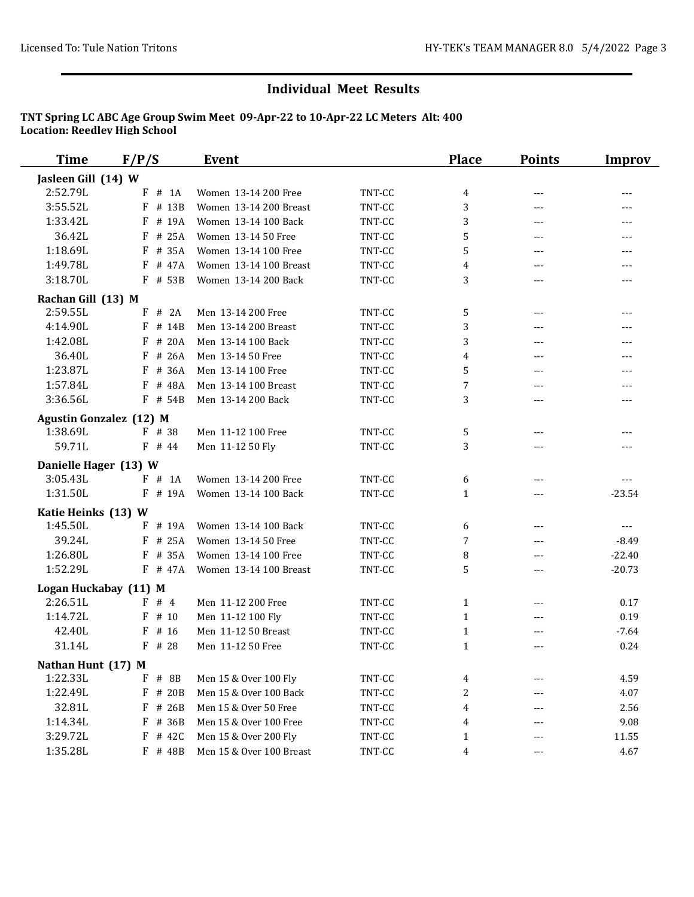## Individual Meet Results

**TNT Spring LC ABC Age Group Swim Meet 09-Apr-22 to 10-Apr-22 LC Meters Alt: 400**
**Location: Reedley High School**

| Time | F/P/S | Event | | Place | Points | Improv |
|---|---|---|---|---|---|---|
| **Jasleen Gill (14) W** | | | | | | |
| 2:52.79L | F # 1A | Women 13-14 200 Free | TNT-CC | 4 | --- | --- |
| 3:55.52L | F # 13B | Women 13-14 200 Breast | TNT-CC | 3 | --- | --- |
| 1:33.42L | F # 19A | Women 13-14 100 Back | TNT-CC | 3 | --- | --- |
| 36.42L | F # 25A | Women 13-14 50 Free | TNT-CC | 5 | --- | --- |
| 1:18.69L | F # 35A | Women 13-14 100 Free | TNT-CC | 5 | --- | --- |
| 1:49.78L | F # 47A | Women 13-14 100 Breast | TNT-CC | 4 | --- | --- |
| 3:18.70L | F # 53B | Women 13-14 200 Back | TNT-CC | 3 | --- | --- |
| **Rachan Gill (13) M** | | | | | | |
| 2:59.55L | F # 2A | Men 13-14 200 Free | TNT-CC | 5 | --- | --- |
| 4:14.90L | F # 14B | Men 13-14 200 Breast | TNT-CC | 3 | --- | --- |
| 1:42.08L | F # 20A | Men 13-14 100 Back | TNT-CC | 3 | --- | --- |
| 36.40L | F # 26A | Men 13-14 50 Free | TNT-CC | 4 | --- | --- |
| 1:23.87L | F # 36A | Men 13-14 100 Free | TNT-CC | 5 | --- | --- |
| 1:57.84L | F # 48A | Men 13-14 100 Breast | TNT-CC | 7 | --- | --- |
| 3:36.56L | F # 54B | Men 13-14 200 Back | TNT-CC | 3 | --- | --- |
| **Agustin Gonzalez (12) M** | | | | | | |
| 1:38.69L | F # 38 | Men 11-12 100 Free | TNT-CC | 5 | --- | --- |
| 59.71L | F # 44 | Men 11-12 50 Fly | TNT-CC | 3 | --- | --- |
| **Danielle Hager (13) W** | | | | | | |
| 3:05.43L | F # 1A | Women 13-14 200 Free | TNT-CC | 6 | --- | --- |
| 1:31.50L | F # 19A | Women 13-14 100 Back | TNT-CC | 1 | --- | -23.54 |
| **Katie Heinks (13) W** | | | | | | |
| 1:45.50L | F # 19A | Women 13-14 100 Back | TNT-CC | 6 | --- | --- |
| 39.24L | F # 25A | Women 13-14 50 Free | TNT-CC | 7 | --- | -8.49 |
| 1:26.80L | F # 35A | Women 13-14 100 Free | TNT-CC | 8 | --- | -22.40 |
| 1:52.29L | F # 47A | Women 13-14 100 Breast | TNT-CC | 5 | --- | -20.73 |
| **Logan Huckabay (11) M** | | | | | | |
| 2:26.51L | F # 4 | Men 11-12 200 Free | TNT-CC | 1 | --- | 0.17 |
| 1:14.72L | F # 10 | Men 11-12 100 Fly | TNT-CC | 1 | --- | 0.19 |
| 42.40L | F # 16 | Men 11-12 50 Breast | TNT-CC | 1 | --- | -7.64 |
| 31.14L | F # 28 | Men 11-12 50 Free | TNT-CC | 1 | --- | 0.24 |
| **Nathan Hunt (17) M** | | | | | | |
| 1:22.33L | F # 8B | Men 15 & Over 100 Fly | TNT-CC | 4 | --- | 4.59 |
| 1:22.49L | F # 20B | Men 15 & Over 100 Back | TNT-CC | 2 | --- | 4.07 |
| 32.81L | F # 26B | Men 15 & Over 50 Free | TNT-CC | 4 | --- | 2.56 |
| 1:14.34L | F # 36B | Men 15 & Over 100 Free | TNT-CC | 4 | --- | 9.08 |
| 3:29.72L | F # 42C | Men 15 & Over 200 Fly | TNT-CC | 1 | --- | 11.55 |
| 1:35.28L | F # 48B | Men 15 & Over 100 Breast | TNT-CC | 4 | --- | 4.67 |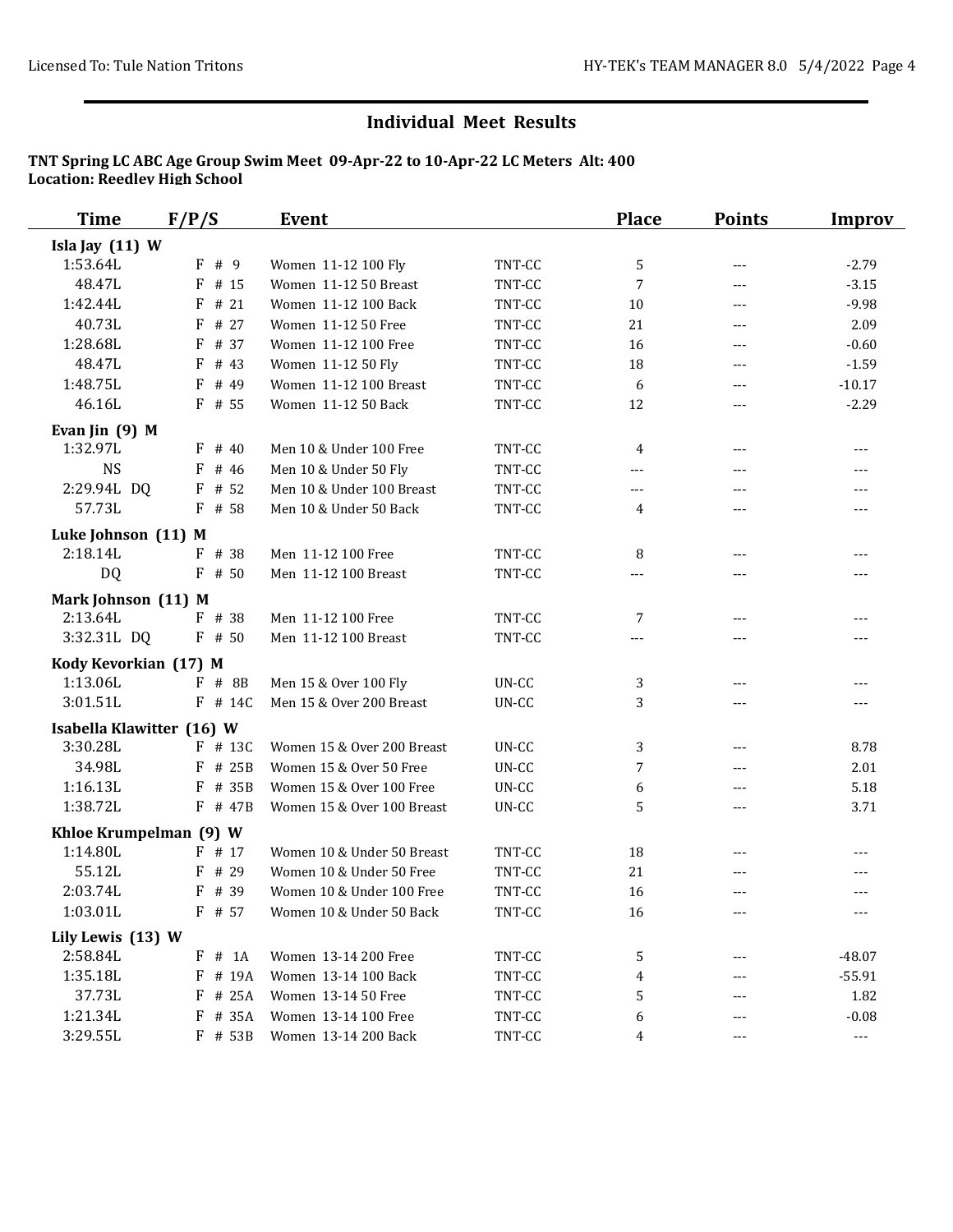## Individual Meet Results

**TNT Spring LC ABC Age Group Swim Meet 09-Apr-22 to 10-Apr-22 LC Meters Alt: 400**
**Location: Reedley High School**

| Time | F/P/S | Event | | Place | Points | Improv |
|---|---|---|---|---|---|---|
| **Isla Jay (11) W** | | | | | | |
| 1:53.64L | F # 9 | Women 11-12 100 Fly | TNT-CC | 5 | --- | -2.79 |
| 48.47L | F # 15 | Women 11-12 50 Breast | TNT-CC | 7 | --- | -3.15 |
| 1:42.44L | F # 21 | Women 11-12 100 Back | TNT-CC | 10 | --- | -9.98 |
| 40.73L | F # 27 | Women 11-12 50 Free | TNT-CC | 21 | --- | 2.09 |
| 1:28.68L | F # 37 | Women 11-12 100 Free | TNT-CC | 16 | --- | -0.60 |
| 48.47L | F # 43 | Women 11-12 50 Fly | TNT-CC | 18 | --- | -1.59 |
| 1:48.75L | F # 49 | Women 11-12 100 Breast | TNT-CC | 6 | --- | -10.17 |
| 46.16L | F # 55 | Women 11-12 50 Back | TNT-CC | 12 | --- | -2.29 |
| **Evan Jin (9) M** | | | | | | |
| 1:32.97L | F # 40 | Men 10 & Under 100 Free | TNT-CC | 4 | --- | --- |
| NS | F # 46 | Men 10 & Under 50 Fly | TNT-CC | --- | --- | --- |
| 2:29.94L DQ | F # 52 | Men 10 & Under 100 Breast | TNT-CC | --- | --- | --- |
| 57.73L | F # 58 | Men 10 & Under 50 Back | TNT-CC | 4 | --- | --- |
| **Luke Johnson (11) M** | | | | | | |
| 2:18.14L | F # 38 | Men 11-12 100 Free | TNT-CC | 8 | --- | --- |
| DQ | F # 50 | Men 11-12 100 Breast | TNT-CC | --- | --- | --- |
| **Mark Johnson (11) M** | | | | | | |
| 2:13.64L | F # 38 | Men 11-12 100 Free | TNT-CC | 7 | --- | --- |
| 3:32.31L DQ | F # 50 | Men 11-12 100 Breast | TNT-CC | --- | --- | --- |
| **Kody Kevorkian (17) M** | | | | | | |
| 1:13.06L | F # 8B | Men 15 & Over 100 Fly | UN-CC | 3 | --- | --- |
| 3:01.51L | F # 14C | Men 15 & Over 200 Breast | UN-CC | 3 | --- | --- |
| **Isabella Klawitter (16) W** | | | | | | |
| 3:30.28L | F # 13C | Women 15 & Over 200 Breast | UN-CC | 3 | --- | 8.78 |
| 34.98L | F # 25B | Women 15 & Over 50 Free | UN-CC | 7 | --- | 2.01 |
| 1:16.13L | F # 35B | Women 15 & Over 100 Free | UN-CC | 6 | --- | 5.18 |
| 1:38.72L | F # 47B | Women 15 & Over 100 Breast | UN-CC | 5 | --- | 3.71 |
| **Khloe Krumpelman (9) W** | | | | | | |
| 1:14.80L | F # 17 | Women 10 & Under 50 Breast | TNT-CC | 18 | --- | --- |
| 55.12L | F # 29 | Women 10 & Under 50 Free | TNT-CC | 21 | --- | --- |
| 2:03.74L | F # 39 | Women 10 & Under 100 Free | TNT-CC | 16 | --- | --- |
| 1:03.01L | F # 57 | Women 10 & Under 50 Back | TNT-CC | 16 | --- | --- |
| **Lily Lewis (13) W** | | | | | | |
| 2:58.84L | F # 1A | Women 13-14 200 Free | TNT-CC | 5 | --- | -48.07 |
| 1:35.18L | F # 19A | Women 13-14 100 Back | TNT-CC | 4 | --- | -55.91 |
| 37.73L | F # 25A | Women 13-14 50 Free | TNT-CC | 5 | --- | 1.82 |
| 1:21.34L | F # 35A | Women 13-14 100 Free | TNT-CC | 6 | --- | -0.08 |
| 3:29.55L | F # 53B | Women 13-14 200 Back | TNT-CC | 4 | --- | --- |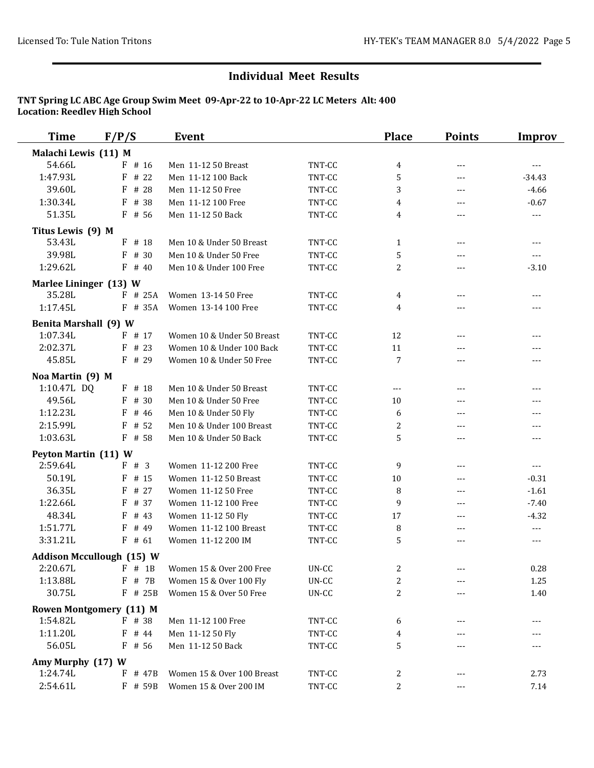# Individual Meet Results

**TNT Spring LC ABC Age Group Swim Meet 09-Apr-22 to 10-Apr-22 LC Meters Alt: 400**
**Location: Reedley High School**

| Time | F/P/S | Event | | Place | Points | Improv |
|---|---|---|---|---|---|---|
| **Malachi Lewis (11) M** | | | | | | |
| 54.66L | F # 16 | Men 11-12 50 Breast | TNT-CC | 4 | --- | --- |
| 1:47.93L | F # 22 | Men 11-12 100 Back | TNT-CC | 5 | --- | -34.43 |
| 39.60L | F # 28 | Men 11-12 50 Free | TNT-CC | 3 | --- | -4.66 |
| 1:30.34L | F # 38 | Men 11-12 100 Free | TNT-CC | 4 | --- | -0.67 |
| 51.35L | F # 56 | Men 11-12 50 Back | TNT-CC | 4 | --- | --- |
| **Titus Lewis (9) M** | | | | | | |
| 53.43L | F # 18 | Men 10 & Under 50 Breast | TNT-CC | 1 | --- | --- |
| 39.98L | F # 30 | Men 10 & Under 50 Free | TNT-CC | 5 | --- | --- |
| 1:29.62L | F # 40 | Men 10 & Under 100 Free | TNT-CC | 2 | --- | -3.10 |
| **Marlee Lininger (13) W** | | | | | | |
| 35.28L | F # 25A | Women 13-14 50 Free | TNT-CC | 4 | --- | --- |
| 1:17.45L | F # 35A | Women 13-14 100 Free | TNT-CC | 4 | --- | --- |
| **Benita Marshall (9) W** | | | | | | |
| 1:07.34L | F # 17 | Women 10 & Under 50 Breast | TNT-CC | 12 | --- | --- |
| 2:02.37L | F # 23 | Women 10 & Under 100 Back | TNT-CC | 11 | --- | --- |
| 45.85L | F # 29 | Women 10 & Under 50 Free | TNT-CC | 7 | --- | --- |
| **Noa Martin (9) M** | | | | | | |
| 1:10.47L DQ | F # 18 | Men 10 & Under 50 Breast | TNT-CC | --- | --- | --- |
| 49.56L | F # 30 | Men 10 & Under 50 Free | TNT-CC | 10 | --- | --- |
| 1:12.23L | F # 46 | Men 10 & Under 50 Fly | TNT-CC | 6 | --- | --- |
| 2:15.99L | F # 52 | Men 10 & Under 100 Breast | TNT-CC | 2 | --- | --- |
| 1:03.63L | F # 58 | Men 10 & Under 50 Back | TNT-CC | 5 | --- | --- |
| **Peyton Martin (11) W** | | | | | | |
| 2:59.64L | F # 3 | Women 11-12 200 Free | TNT-CC | 9 | --- | --- |
| 50.19L | F # 15 | Women 11-12 50 Breast | TNT-CC | 10 | --- | -0.31 |
| 36.35L | F # 27 | Women 11-12 50 Free | TNT-CC | 8 | --- | -1.61 |
| 1:22.66L | F # 37 | Women 11-12 100 Free | TNT-CC | 9 | --- | -7.40 |
| 48.34L | F # 43 | Women 11-12 50 Fly | TNT-CC | 17 | --- | -4.32 |
| 1:51.77L | F # 49 | Women 11-12 100 Breast | TNT-CC | 8 | --- | --- |
| 3:31.21L | F # 61 | Women 11-12 200 IM | TNT-CC | 5 | --- | --- |
| **Addison Mccullough (15) W** | | | | | | |
| 2:20.67L | F # 1B | Women 15 & Over 200 Free | UN-CC | 2 | --- | 0.28 |
| 1:13.88L | F # 7B | Women 15 & Over 100 Fly | UN-CC | 2 | --- | 1.25 |
| 30.75L | F # 25B | Women 15 & Over 50 Free | UN-CC | 2 | --- | 1.40 |
| **Rowen Montgomery (11) M** | | | | | | |
| 1:54.82L | F # 38 | Men 11-12 100 Free | TNT-CC | 6 | --- | --- |
| 1:11.20L | F # 44 | Men 11-12 50 Fly | TNT-CC | 4 | --- | --- |
| 56.05L | F # 56 | Men 11-12 50 Back | TNT-CC | 5 | --- | --- |
| **Amy Murphy (17) W** | | | | | | |
| 1:24.74L | F # 47B | Women 15 & Over 100 Breast | TNT-CC | 2 | --- | 2.73 |
| 2:54.61L | F # 59B | Women 15 & Over 200 IM | TNT-CC | 2 | --- | 7.14 |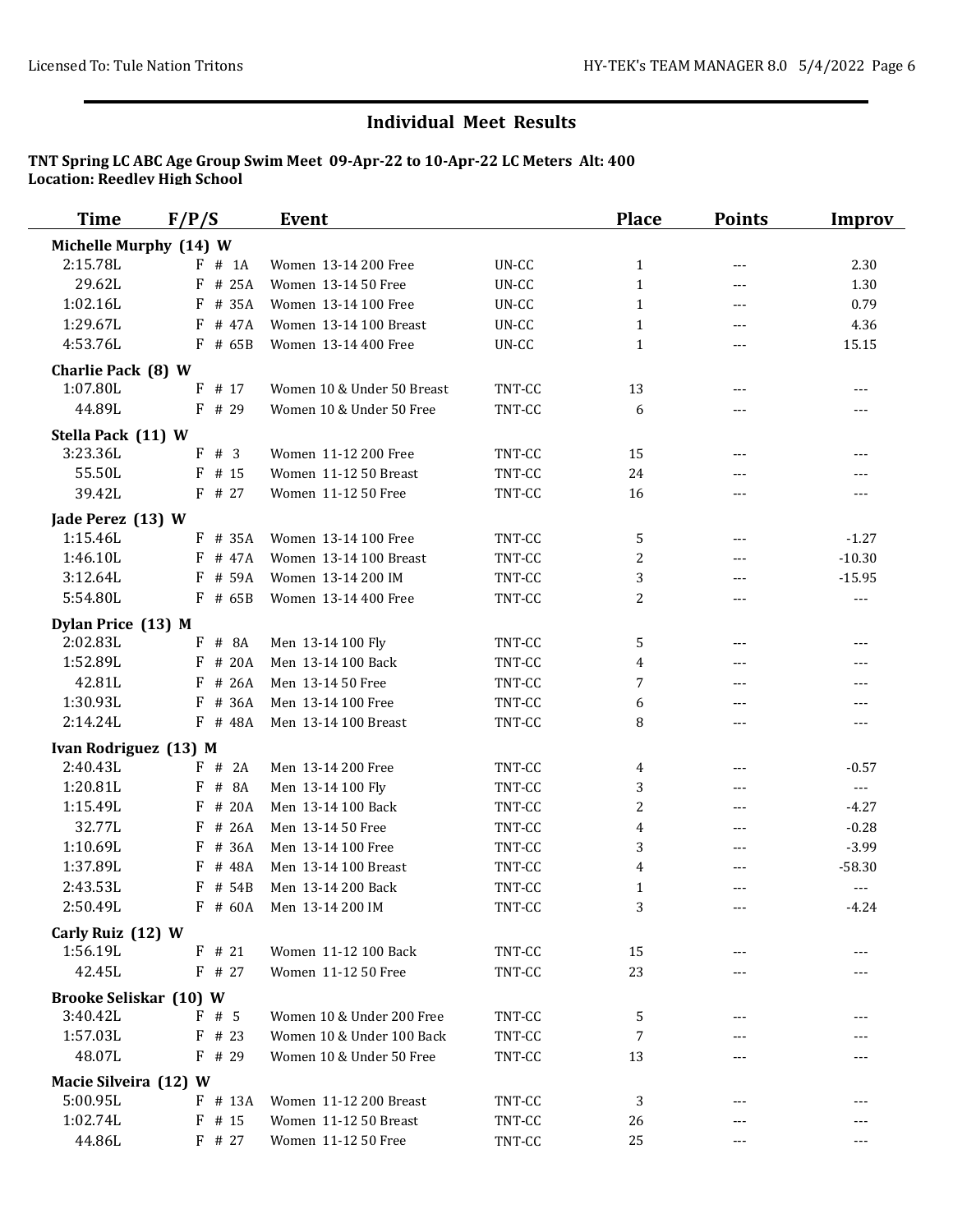## Individual Meet Results

**TNT Spring LC ABC Age Group Swim Meet 09-Apr-22 to 10-Apr-22 LC Meters Alt: 400**
**Location: Reedley High School**

| Time | F/P/S | Event | | Place | Points | Improv |
|---|---|---|---|---|---|---|
| **Michelle Murphy (14) W** | | | | | | |
| 2:15.78L | F # 1A | Women 13-14 200 Free | UN-CC | 1 | --- | 2.30 |
| 29.62L | F # 25A | Women 13-14 50 Free | UN-CC | 1 | --- | 1.30 |
| 1:02.16L | F # 35A | Women 13-14 100 Free | UN-CC | 1 | --- | 0.79 |
| 1:29.67L | F # 47A | Women 13-14 100 Breast | UN-CC | 1 | --- | 4.36 |
| 4:53.76L | F # 65B | Women 13-14 400 Free | UN-CC | 1 | --- | 15.15 |
| **Charlie Pack (8) W** | | | | | | |
| 1:07.80L | F # 17 | Women 10 & Under 50 Breast | TNT-CC | 13 | --- | --- |
| 44.89L | F # 29 | Women 10 & Under 50 Free | TNT-CC | 6 | --- | --- |
| **Stella Pack (11) W** | | | | | | |
| 3:23.36L | F # 3 | Women 11-12 200 Free | TNT-CC | 15 | --- | --- |
| 55.50L | F # 15 | Women 11-12 50 Breast | TNT-CC | 24 | --- | --- |
| 39.42L | F # 27 | Women 11-12 50 Free | TNT-CC | 16 | --- | --- |
| **Jade Perez (13) W** | | | | | | |
| 1:15.46L | F # 35A | Women 13-14 100 Free | TNT-CC | 5 | --- | -1.27 |
| 1:46.10L | F # 47A | Women 13-14 100 Breast | TNT-CC | 2 | --- | -10.30 |
| 3:12.64L | F # 59A | Women 13-14 200 IM | TNT-CC | 3 | --- | -15.95 |
| 5:54.80L | F # 65B | Women 13-14 400 Free | TNT-CC | 2 | --- | --- |
| **Dylan Price (13) M** | | | | | | |
| 2:02.83L | F # 8A | Men 13-14 100 Fly | TNT-CC | 5 | --- | --- |
| 1:52.89L | F # 20A | Men 13-14 100 Back | TNT-CC | 4 | --- | --- |
| 42.81L | F # 26A | Men 13-14 50 Free | TNT-CC | 7 | --- | --- |
| 1:30.93L | F # 36A | Men 13-14 100 Free | TNT-CC | 6 | --- | --- |
| 2:14.24L | F # 48A | Men 13-14 100 Breast | TNT-CC | 8 | --- | --- |
| **Ivan Rodriguez (13) M** | | | | | | |
| 2:40.43L | F # 2A | Men 13-14 200 Free | TNT-CC | 4 | --- | -0.57 |
| 1:20.81L | F # 8A | Men 13-14 100 Fly | TNT-CC | 3 | --- | --- |
| 1:15.49L | F # 20A | Men 13-14 100 Back | TNT-CC | 2 | --- | -4.27 |
| 32.77L | F # 26A | Men 13-14 50 Free | TNT-CC | 4 | --- | -0.28 |
| 1:10.69L | F # 36A | Men 13-14 100 Free | TNT-CC | 3 | --- | -3.99 |
| 1:37.89L | F # 48A | Men 13-14 100 Breast | TNT-CC | 4 | --- | -58.30 |
| 2:43.53L | F # 54B | Men 13-14 200 Back | TNT-CC | 1 | --- | --- |
| 2:50.49L | F # 60A | Men 13-14 200 IM | TNT-CC | 3 | --- | -4.24 |
| **Carly Ruiz (12) W** | | | | | | |
| 1:56.19L | F # 21 | Women 11-12 100 Back | TNT-CC | 15 | --- | --- |
| 42.45L | F # 27 | Women 11-12 50 Free | TNT-CC | 23 | --- | --- |
| **Brooke Seliskar (10) W** | | | | | | |
| 3:40.42L | F # 5 | Women 10 & Under 200 Free | TNT-CC | 5 | --- | --- |
| 1:57.03L | F # 23 | Women 10 & Under 100 Back | TNT-CC | 7 | --- | --- |
| 48.07L | F # 29 | Women 10 & Under 50 Free | TNT-CC | 13 | --- | --- |
| **Macie Silveira (12) W** | | | | | | |
| 5:00.95L | F # 13A | Women 11-12 200 Breast | TNT-CC | 3 | --- | --- |
| 1:02.74L | F # 15 | Women 11-12 50 Breast | TNT-CC | 26 | --- | --- |
| 44.86L | F # 27 | Women 11-12 50 Free | TNT-CC | 25 | --- | --- |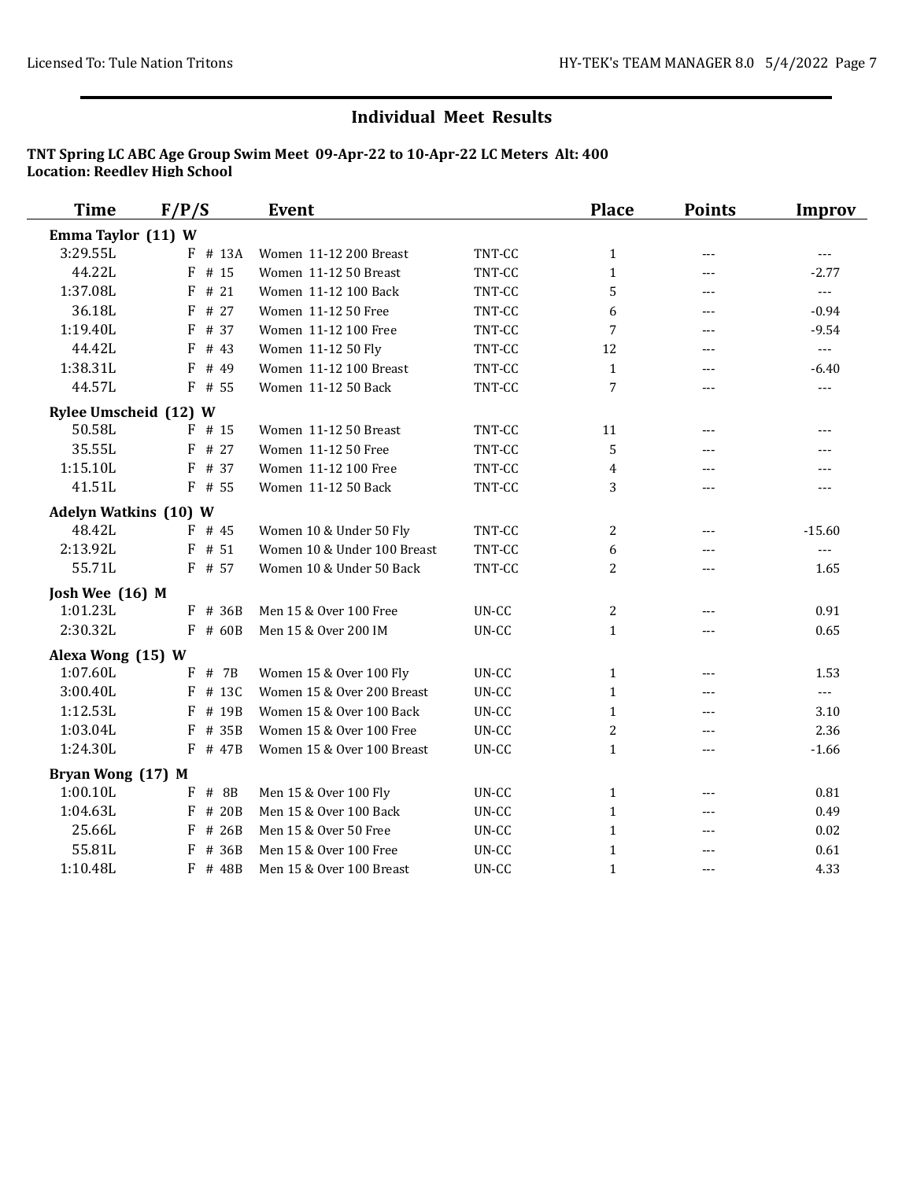## Individual Meet Results

**TNT Spring LC ABC Age Group Swim Meet 09-Apr-22 to 10-Apr-22 LC Meters Alt: 400**
**Location: Reedley High School**

| Time | F/P/S | Event | | Place | Points | Improv |
|---|---|---|---|---|---|---|
| **Emma Taylor (11) W** | | | | | | |
| 3:29.55L | F # 13A | Women 11-12 200 Breast | TNT-CC | 1 | --- | --- |
| 44.22L | F # 15 | Women 11-12 50 Breast | TNT-CC | 1 | --- | -2.77 |
| 1:37.08L | F # 21 | Women 11-12 100 Back | TNT-CC | 5 | --- | --- |
| 36.18L | F # 27 | Women 11-12 50 Free | TNT-CC | 6 | --- | -0.94 |
| 1:19.40L | F # 37 | Women 11-12 100 Free | TNT-CC | 7 | --- | -9.54 |
| 44.42L | F # 43 | Women 11-12 50 Fly | TNT-CC | 12 | --- | --- |
| 1:38.31L | F # 49 | Women 11-12 100 Breast | TNT-CC | 1 | --- | -6.40 |
| 44.57L | F # 55 | Women 11-12 50 Back | TNT-CC | 7 | --- | --- |
| **Rylee Umscheid (12) W** | | | | | | |
| 50.58L | F # 15 | Women 11-12 50 Breast | TNT-CC | 11 | --- | --- |
| 35.55L | F # 27 | Women 11-12 50 Free | TNT-CC | 5 | --- | --- |
| 1:15.10L | F # 37 | Women 11-12 100 Free | TNT-CC | 4 | --- | --- |
| 41.51L | F # 55 | Women 11-12 50 Back | TNT-CC | 3 | --- | --- |
| **Adelyn Watkins (10) W** | | | | | | |
| 48.42L | F # 45 | Women 10 & Under 50 Fly | TNT-CC | 2 | --- | -15.60 |
| 2:13.92L | F # 51 | Women 10 & Under 100 Breast | TNT-CC | 6 | --- | --- |
| 55.71L | F # 57 | Women 10 & Under 50 Back | TNT-CC | 2 | --- | 1.65 |
| **Josh Wee (16) M** | | | | | | |
| 1:01.23L | F # 36B | Men 15 & Over 100 Free | UN-CC | 2 | --- | 0.91 |
| 2:30.32L | F # 60B | Men 15 & Over 200 IM | UN-CC | 1 | --- | 0.65 |
| **Alexa Wong (15) W** | | | | | | |
| 1:07.60L | F # 7B | Women 15 & Over 100 Fly | UN-CC | 1 | --- | 1.53 |
| 3:00.40L | F # 13C | Women 15 & Over 200 Breast | UN-CC | 1 | --- | --- |
| 1:12.53L | F # 19B | Women 15 & Over 100 Back | UN-CC | 1 | --- | 3.10 |
| 1:03.04L | F # 35B | Women 15 & Over 100 Free | UN-CC | 2 | --- | 2.36 |
| 1:24.30L | F # 47B | Women 15 & Over 100 Breast | UN-CC | 1 | --- | -1.66 |
| **Bryan Wong (17) M** | | | | | | |
| 1:00.10L | F # 8B | Men 15 & Over 100 Fly | UN-CC | 1 | --- | 0.81 |
| 1:04.63L | F # 20B | Men 15 & Over 100 Back | UN-CC | 1 | --- | 0.49 |
| 25.66L | F # 26B | Men 15 & Over 50 Free | UN-CC | 1 | --- | 0.02 |
| 55.81L | F # 36B | Men 15 & Over 100 Free | UN-CC | 1 | --- | 0.61 |
| 1:10.48L | F # 48B | Men 15 & Over 100 Breast | UN-CC | 1 | --- | 4.33 |